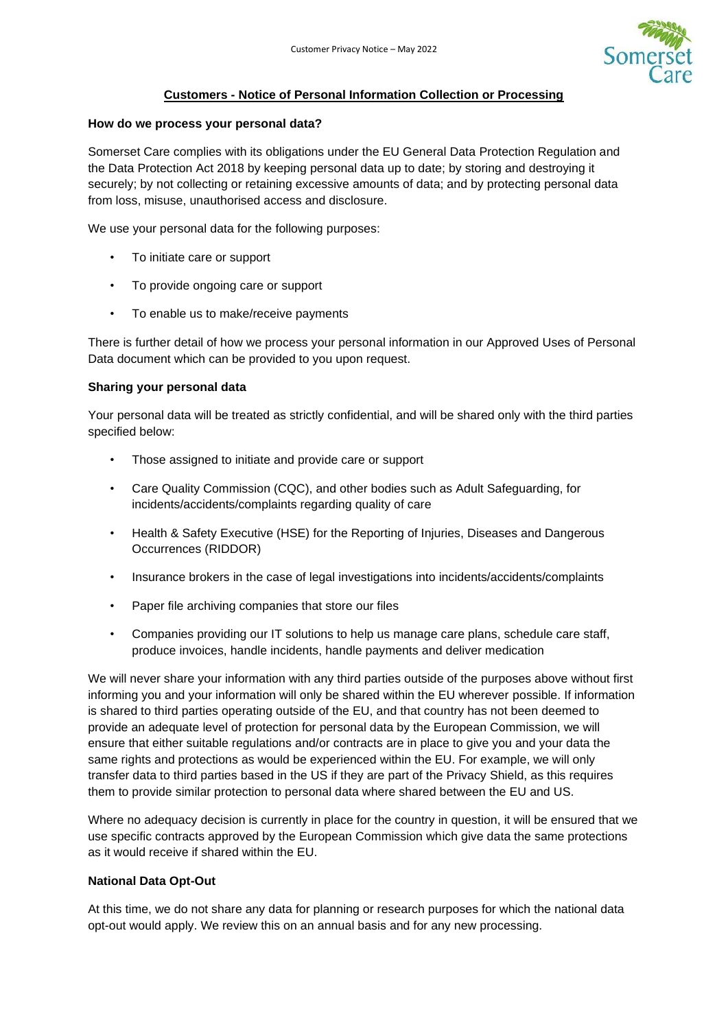## Customers - Notice of Personal Information Collection or Processing

### How do we process your personal data?

Somerset Care complies with its obligations under the EU General Data Protection Regulation and the Data Protection Act 2018 by keeping personal data up to date; by storing and destroying it securely; by not collecting or retaining excessive amounts of data; and by protecting personal data from loss, misuse, unauthorised access and disclosure.

We use your personal data for the following purposes:

- To initiate care or support
- To provide ongoing care or support
- To enable us to make/receive payments

There is further detail of how we process your personal information in our Approved Uses of Personal Data document which can be provided to you upon request.

### Sharing your personal data

Your personal data will be treated as strictly confidential, and will be shared only with the third parties specified below:

- Those assigned to initiate and provide care or support
- Care Quality Commission (CQC), and other bodies such as Adult Safeguarding, for incidents/accidents/complaints regarding quality of care
- Health & Safety Executive (HSE) for the Reporting of Injuries, Diseases and Dangerous Occurrences (RIDDOR)
- Insurance brokers in the case of legal investigations into incidents/accidents/complaints
- Paper file archiving companies that store our files
- Companies providing our IT solutions to help us manage care plans, schedule care staff, produce invoices, handle incidents, handle payments and deliver medication

We will never share your information with any third parties outside of the purposes above without first informing you and your information will only be shared within the EU wherever possible. If information is shared to third parties operating outside of the EU, and that country has not been deemed to provide an adequate level of protection for personal data by the European Commission, we will ensure that either suitable regulations and/or contracts are in place to give you and your data the same rights and protections as would be experienced within the EU. For example, we will only transfer data to third parties based in the US if they are part of the Privacy Shield, as this requires them to provide similar protection to personal data where shared between the EU and US.

Where no adequacy decision is currently in place for the country in question, it will be ensured that we use specific contracts approved by the European Commission which give data the same protections as it would receive if shared within the EU.

### National Data Opt-Out

At this time, we do not share any data for planning or research purposes for which the national data opt-out would apply. We review this on an annual basis and for any new processing.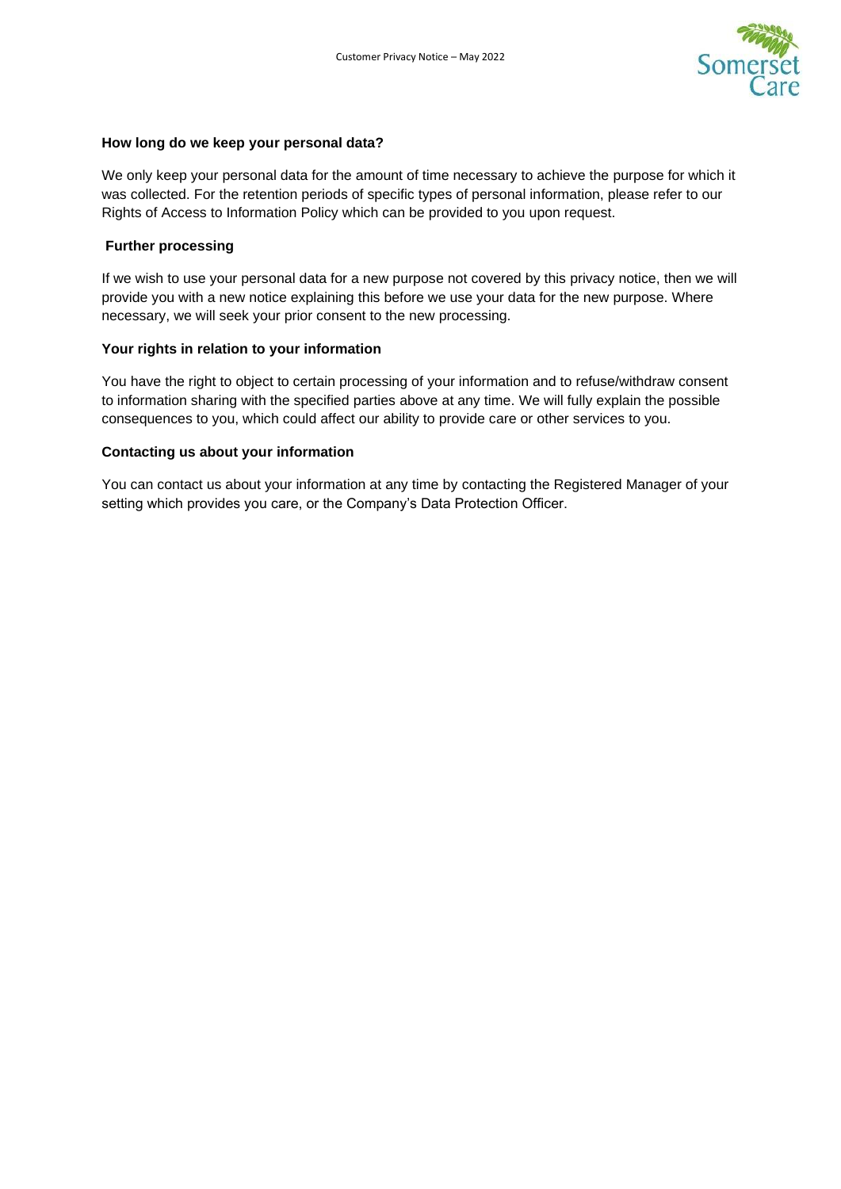**How long do we keep your personal data?**

We only keep your personal data for the amount of time necessary to achieve the purpose for which it was collected. For the retention periods of specific types of personal information, please refer to our Rights of Access to Information Policy which can be provided to you upon request.

**Further processing**

If we wish to use your personal data for a new purpose not covered by this privacy notice, then we will provide you with a new notice explaining this before we use your data for the new purpose. Where necessary, we will seek your prior consent to the new processing.

**Your rights in relation to your information**

You have the right to object to certain processing of your information and to refuse/withdraw consent to information sharing with the specified parties above at any time. We will fully explain the possible consequences to you, which could affect our ability to provide care or other services to you.

**Contacting us about your information**

You can contact us about your information at any time by contacting the Registered Manager of your setting which provides you care, or the Company's Data Protection Officer.